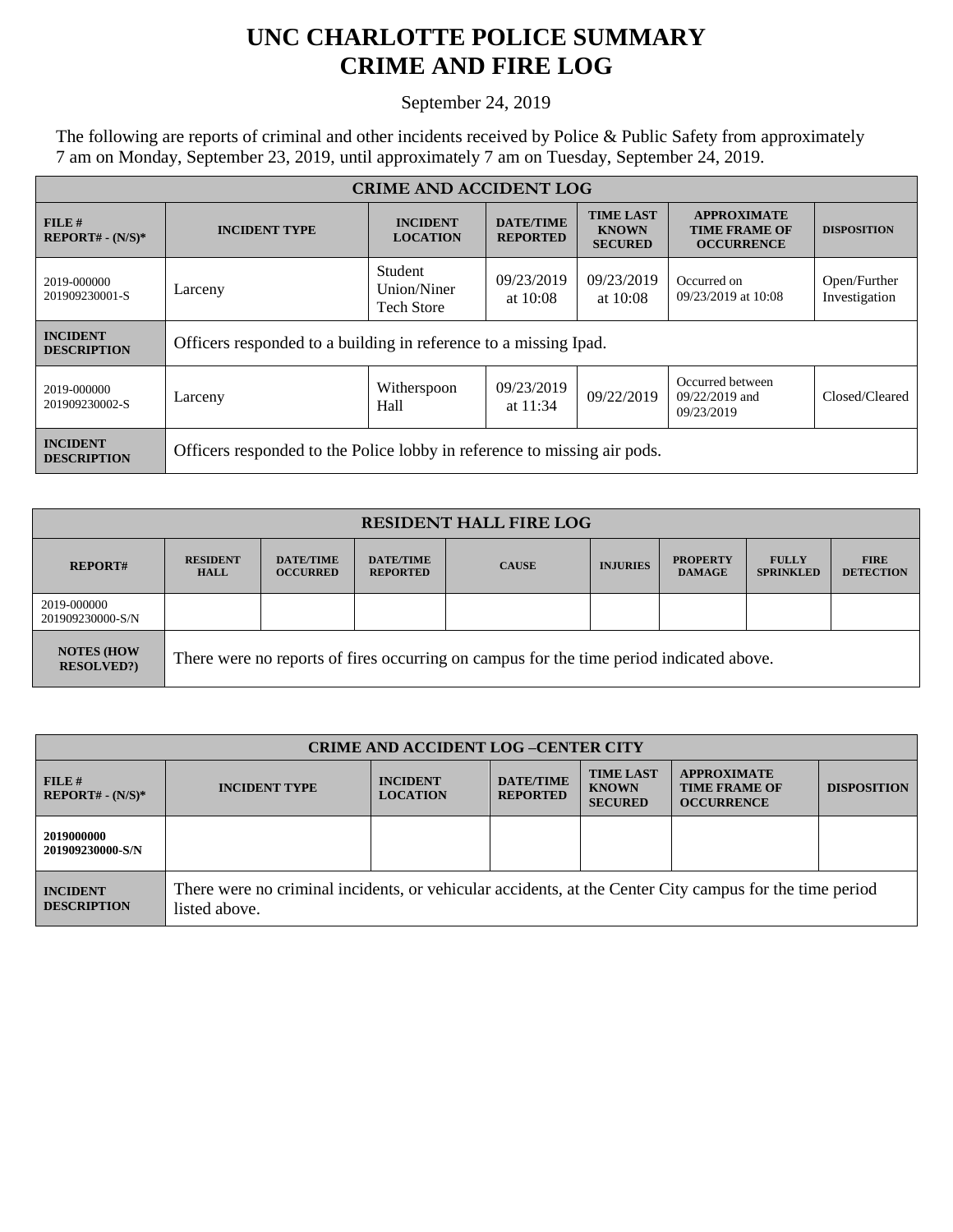# UNC CHARLOTTE POLICE SUMMARY
# CRIME AND FIRE LOG

September 24, 2019

The following are reports of criminal and other incidents received by Police & Public Safety from approximately 7 am on Monday, September 23, 2019, until approximately 7 am on Tuesday, September 24, 2019.

| CRIME AND ACCIDENT LOG | | | | | | |
|---|---|---|---|---|---|---|
| **FILE # REPORT# - (N/S)*** | **INCIDENT TYPE** | **INCIDENT LOCATION** | **DATE/TIME REPORTED** | **TIME LAST KNOWN SECURED** | **APPROXIMATE TIME FRAME OF OCCURRENCE** | **DISPOSITION** |
| 2019-000000 201909230001-S | Larceny | Student Union/Niner Tech Store | 09/23/2019 at 10:08 | 09/23/2019 at 10:08 | Occurred on 09/23/2019 at 10:08 | Open/Further Investigation |
| **INCIDENT DESCRIPTION** | Officers responded to a building in reference to a missing Ipad. | | | | | |
| 2019-000000 201909230002-S | Larceny | Witherspoon Hall | 09/23/2019 at 11:34 | 09/22/2019 | Occurred between 09/22/2019 and 09/23/2019 | Closed/Cleared |
| **INCIDENT DESCRIPTION** | Officers responded to the Police lobby in reference to missing air pods. | | | | | |

| RESIDENT HALL FIRE LOG | | | | | | | | |
|---|---|---|---|---|---|---|---|---|
| **REPORT#** | **RESIDENT HALL** | **DATE/TIME OCCURRED** | **DATE/TIME REPORTED** | **CAUSE** | **INJURIES** | **PROPERTY DAMAGE** | **FULLY SPRINKLED** | **FIRE DETECTION** |
| 2019-000000 201909230000-S/N | | | | | | | | |
| **NOTES (HOW RESOLVED?)** | There were no reports of fires occurring on campus for the time period indicated above. | | | | | | | |

| CRIME AND ACCIDENT LOG –CENTER CITY | | | | | | |
|---|---|---|---|---|---|---|
| **FILE # REPORT# - (N/S)*** | **INCIDENT TYPE** | **INCIDENT LOCATION** | **DATE/TIME REPORTED** | **TIME LAST KNOWN SECURED** | **APPROXIMATE TIME FRAME OF OCCURRENCE** | **DISPOSITION** |
| **2019000000 201909230000-S/N** | | | | | | |
| **INCIDENT DESCRIPTION** | There were no criminal incidents, or vehicular accidents, at the Center City campus for the time period listed above. | | | | | |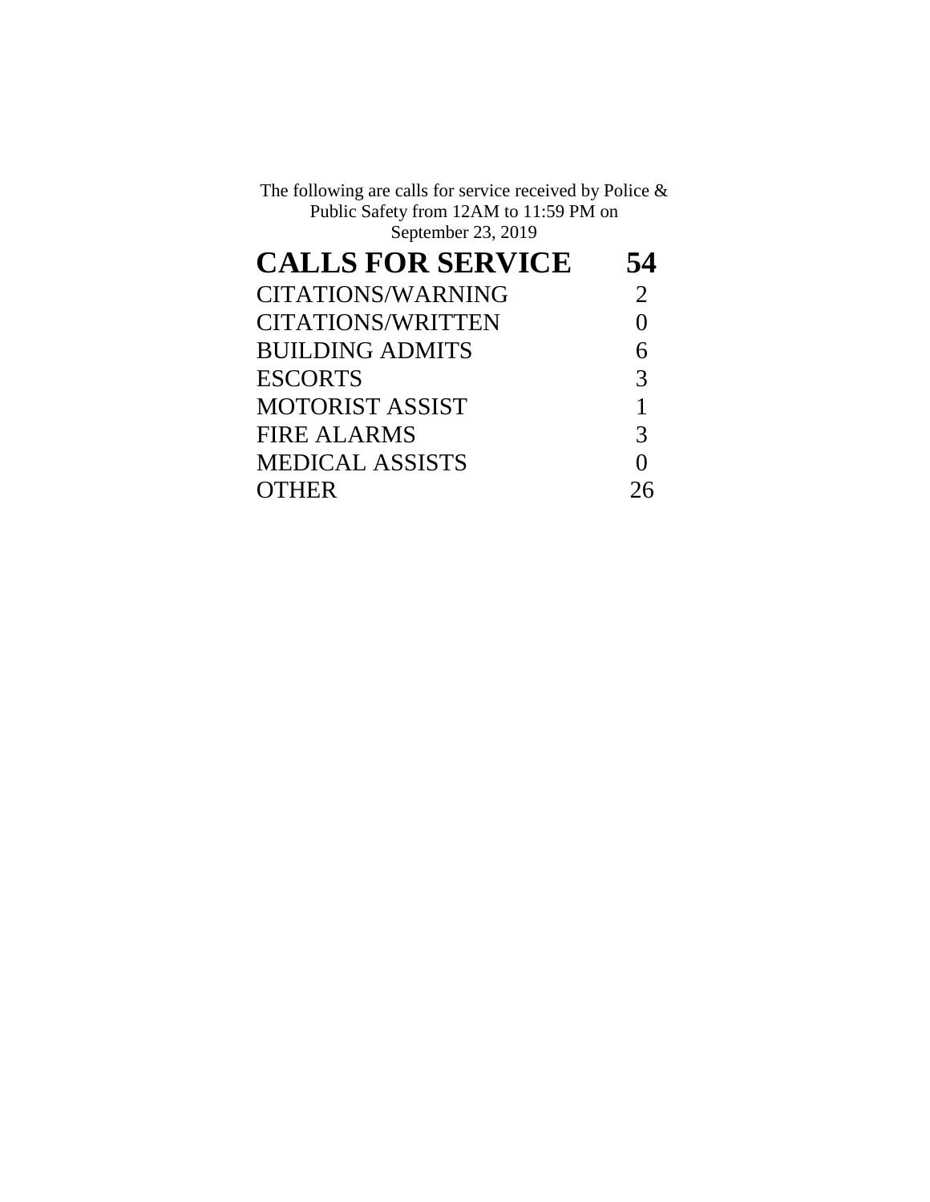The following are calls for service received by Police & Public Safety from 12AM to 11:59 PM on September 23, 2019

| **CALLS FOR SERVICE** | **54** |
|---|---|
| CITATIONS/WARNING | 2 |
| CITATIONS/WRITTEN | 0 |
| BUILDING ADMITS | 6 |
| ESCORTS | 3 |
| MOTORIST ASSIST | 1 |
| FIRE ALARMS | 3 |
| MEDICAL ASSISTS | 0 |
| OTHER | 26 |